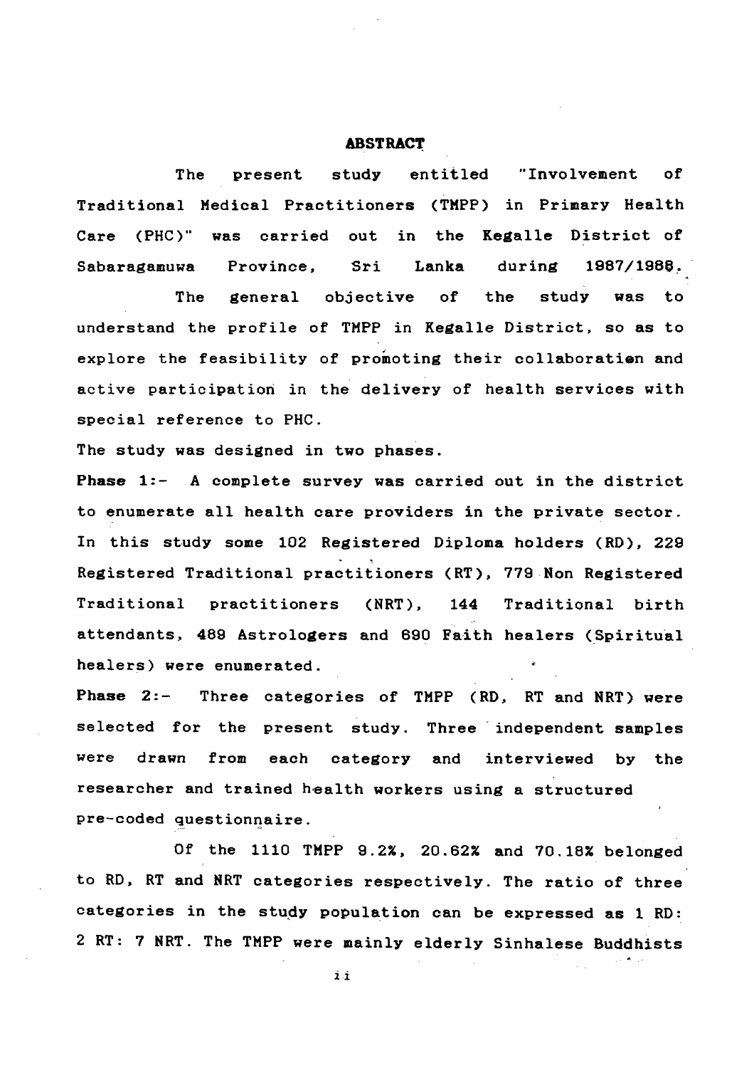## ABSTRACT

The present study entitled "Involvement of Traditional Medical Practitioners (TMPP) in Primary Health Care (PHC)" was carried out in the Kegalle District of Sabaragamuwa Province, Sri Lanka during 1987/1988.

The general objective of the study was to understand the profile of TMPP in Kegalle District, so as to explore the feasibility of promoting their collaboration and active participation in the delivery of health services with special reference to PHC.

The study was designed in two phases.

**Phase 1:-** A complete survey was carried out in the district to enumerate all health care providers in the private sector. In this study some 102 Registered Diploma holders (RD), 229 Registered Traditional practitioners (RT), 779 Non Registered Traditional practitioners (NRT), 144 Traditional birth attendants, 489 Astrologers and 690 Faith healers (Spiritual healers) were enumerated.

**Phase 2:-** Three categories of TMPP (RD, RT and NRT) were selected for the present study. Three independent samples were drawn from each category and interviewed by the researcher and trained health workers using a structured pre-coded questionnaire.

Of the 1110 TMPP 9.2%, 20.62% and 70.18% belonged to RD, RT and NRT categories respectively. The ratio of three categories in the study population can be expressed as 1 RD: 2 RT: 7 NRT. The TMPP were mainly elderly Sinhalese Buddhists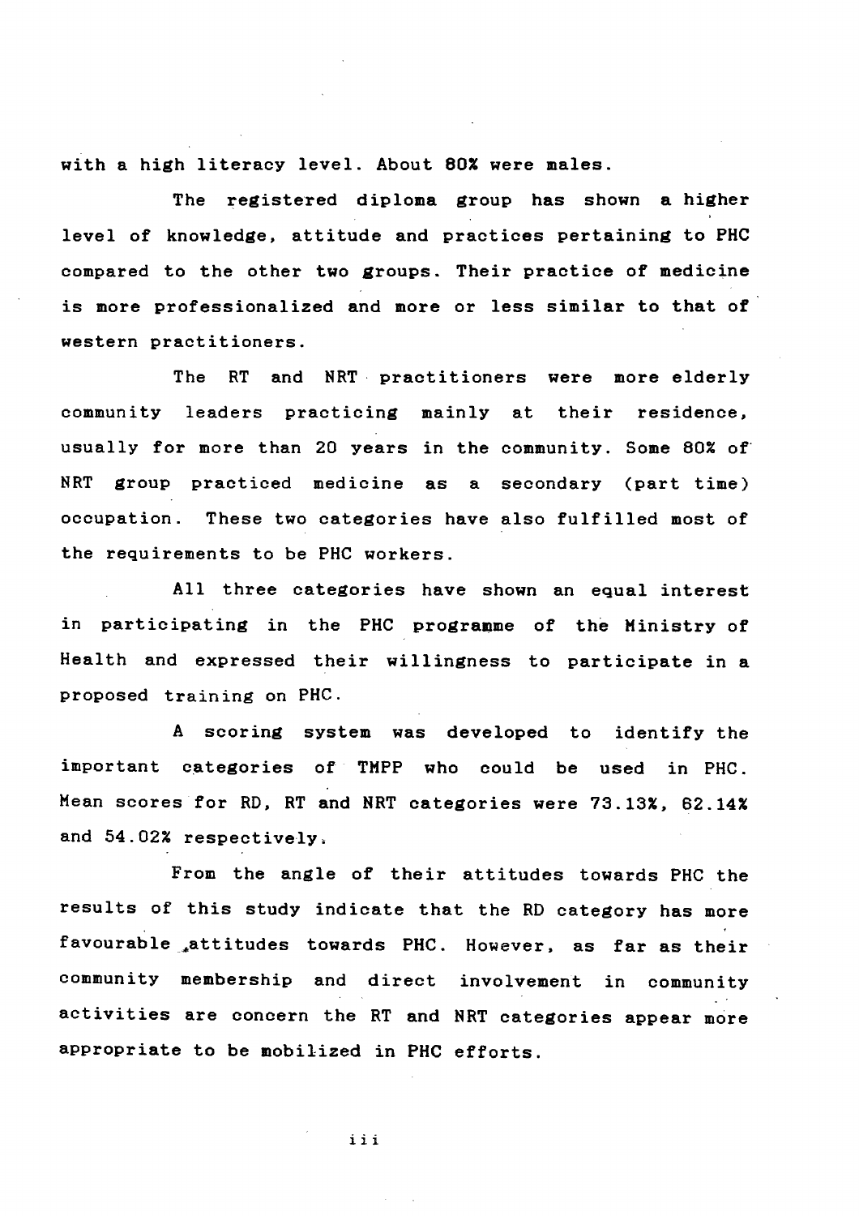with a high literacy level. About 80% were males.

The registered diploma group has shown a higher level of knowledge, attitude and practices pertaining to PHC compared to the other two groups. Their practice of medicine is more professionalized and more or less similar to that of western practitioners.

The RT and NRT practitioners were more elderly community leaders practicing mainly at their residence, usually for more than 20 years in the community. Some 80% of NRT group practiced medicine as a secondary (part time) occupation. These two categories have also fulfilled most of the requirements to be PHC workers.

All three categories have shown an equal interest in participating in the PHC programme of the Ministry of Health and expressed their willingness to participate in a proposed training on PHC.

A scoring system was developed to identify the important categories of TMPP who could be used in PHC. Mean scores for RD, RT and NRT categories were 73.13%, 62.14% and 54.02% respectively.

From the angle of their attitudes towards PHC the results of this study indicate that the RD category has more favourable attitudes towards PHC. However, as far as their community membership and direct involvement in community activities are concern the RT and NRT categories appear more appropriate to be mobilized in PHC efforts.